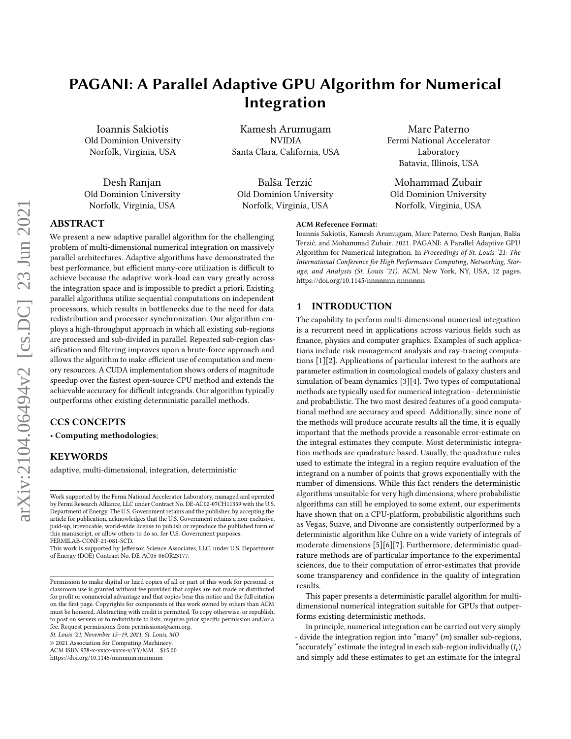# PAGANI: A Parallel Adaptive GPU Algorithm for Numerical Integration

Ioannis Sakiotis
Old Dominion University
Norfolk, Virginia, USA

Kamesh Arumugam
NVIDIA
Santa Clara, California, USA

Marc Paterno
Fermi National Accelerator Laboratory
Batavia, Illinois, USA

Desh Ranjan
Old Dominion University
Norfolk, Virginia, USA

Balša Terzić
Old Dominion University
Norfolk, Virginia, USA

Mohammad Zubair
Old Dominion University
Norfolk, Virginia, USA

## ABSTRACT

We present a new adaptive parallel algorithm for the challenging problem of multi-dimensional numerical integration on massively parallel architectures. Adaptive algorithms have demonstrated the best performance, but efficient many-core utilization is difficult to achieve because the adaptive work-load can vary greatly across the integration space and is impossible to predict a priori. Existing parallel algorithms utilize sequential computations on independent processors, which results in bottlenecks due to the need for data redistribution and processor synchronization. Our algorithm employs a high-throughput approach in which all existing sub-regions are processed and sub-divided in parallel. Repeated sub-region classification and filtering improves upon a brute-force approach and allows the algorithm to make efficient use of computation and memory resources. A CUDA implementation shows orders of magnitude speedup over the fastest open-source CPU method and extends the achievable accuracy for difficult integrands. Our algorithm typically outperforms other existing deterministic parallel methods.

## CCS CONCEPTS

• **Computing methodologies**;

## KEYWORDS

adaptive, multi-dimensional, integration, deterministic

Work supported by the Fermi National Accelerator Laboratory, managed and operated by Fermi Research Alliance, LLC under Contract No. DE-AC02-07CH11359 with the U.S. Department of Energy. The U.S. Government retains and the publisher, by accepting the article for publication, acknowledges that the U.S. Government retains a non-exclusive, paid-up, irrevocable, world-wide license to publish or reproduce the published form of this manuscript, or allow others to do so, for U.S. Government purposes. FERMILAB-CONF-21-081-SCD.
This work is supported by Jefferson Science Associates, LLC, under U.S. Department of Energy (DOE) Contract No. DE-AC05-06OR23177.

Permission to make digital or hard copies of all or part of this work for personal or classroom use is granted without fee provided that copies are not made or distributed for profit or commercial advantage and that copies bear this notice and the full citation on the first page. Copyrights for components of this work owned by others than ACM must be honored. Abstracting with credit is permitted. To copy otherwise, or republish, to post on servers or to redistribute to lists, requires prior specific permission and/or a fee. Request permissions from permissions@acm.org.
*St. Louis '21, November 15–19, 2021, St. Louis, MO*
© 2021 Association for Computing Machinery.
ACM ISBN 978-x-xxxx-xxxx-x/YY/MM...$15.00
https://doi.org/10.1145/nnnnnnn.nnnnnnn

**ACM Reference Format:**
Ioannis Sakiotis, Kamesh Arumugam, Marc Paterno, Desh Ranjan, Balša Terzić, and Mohammad Zubair. 2021. PAGANI: A Parallel Adaptive GPU Algorithm for Numerical Integration. In *Proceedings of St. Louis '21: The International Conference for High Performance Computing, Networking, Storage, and Analysis (St. Louis '21).* ACM, New York, NY, USA, 12 pages. https://doi.org/10.1145/nnnnnnn.nnnnnnn

## 1 INTRODUCTION

The capability to perform multi-dimensional numerical integration is a recurrent need in applications across various fields such as finance, physics and computer graphics. Examples of such applications include risk management analysis and ray-tracing computations [1][2]. Applications of particular interest to the authors are parameter estimation in cosmological models of galaxy clusters and simulation of beam dynamics [3][4]. Two types of computational methods are typically used for numerical integration - deterministic and probabilistic. The two most desired features of a good computational method are accuracy and speed. Additionally, since none of the methods will produce accurate results all the time, it is equally important that the methods provide a reasonable error-estimate on the integral estimates they compute. Most deterministic integration methods are quadrature based. Usually, the quadrature rules used to estimate the integral in a region require evaluation of the integrand on a number of points that grows exponentially with the number of dimensions. While this fact renders the deterministic algorithms unsuitable for very high dimensions, where probabilistic algorithms can still be employed to some extent, our experiments have shown that on a CPU-platform, probabilistic algorithms such as Vegas, Suave, and Divonne are consistently outperformed by a deterministic algorithm like Cuhre on a wide variety of integrals of moderate dimensions [5][6][7]. Furthermore, deterministic quadrature methods are of particular importance to the experimental sciences, due to their computation of error-estimates that provide some transparency and confidence in the quality of integration results.

This paper presents a deterministic parallel algorithm for multi-dimensional numerical integration suitable for GPUs that outperforms existing deterministic methods.

In principle, numerical integration can be carried out very simply - divide the integration region into "many" ($m$) smaller sub-regions, "accurately" estimate the integral in each sub-region individually ($I_i$) and simply add these estimates to get an estimate for the integral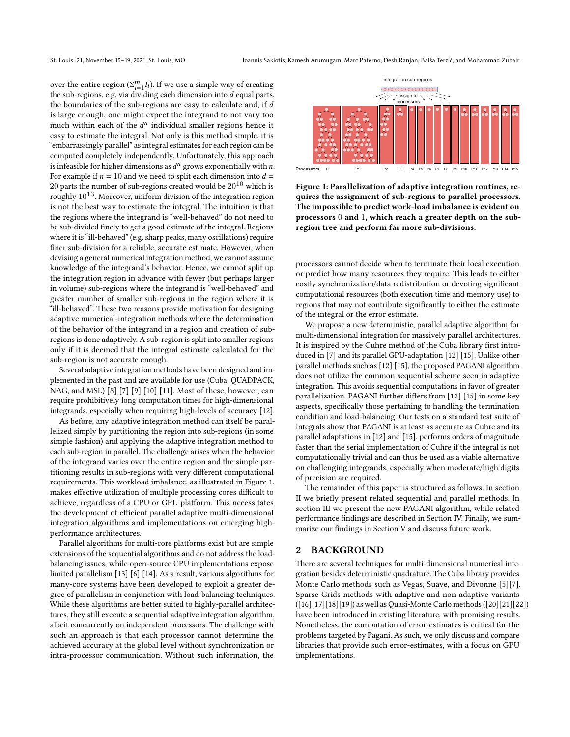over the entire region ($\Sigma_{i=1}^{m} I_i$). If we use a simple way of creating the sub-regions, e.g. via dividing each dimension into $d$ equal parts, the boundaries of the sub-regions are easy to calculate and, if $d$ is large enough, one might expect the integrand to not vary too much within each of the $d^n$ individual smaller regions hence it easy to estimate the integral. Not only is this method simple, it is "embarrassingly parallel" as integral estimates for each region can be computed completely independently. Unfortunately, this approach is infeasible for higher dimensions as $d^n$ grows exponentially with $n$. For example if $n = 10$ and we need to split each dimension into $d = 20$ parts the number of sub-regions created would be $20^{10}$ which is roughly $10^{13}$. Moreover, uniform division of the integration region is not the best way to estimate the integral. The intuition is that the regions where the integrand is "well-behaved" do not need to be sub-divided finely to get a good estimate of the integral. Regions where it is "ill-behaved" (e.g. sharp peaks, many oscillations) require finer sub-division for a reliable, accurate estimate. However, when devising a general numerical integration method, we cannot assume knowledge of the integrand's behavior. Hence, we cannot split up the integration region in advance with fewer (but perhaps larger in volume) sub-regions where the integrand is "well-behaved" and greater number of smaller sub-regions in the region where it is "ill-behaved". These two reasons provide motivation for designing adaptive numerical-integration methods where the determination of the behavior of the integrand in a region and creation of sub-regions is done adaptively. A sub-region is split into smaller regions only if it is deemed that the integral estimate calculated for the sub-region is not accurate enough.

Several adaptive integration methods have been designed and implemented in the past and are available for use (Cuba, QUADPACK, NAG, and MSL) [8] [7] [9] [10] [11]. Most of these, however, can require prohibitively long computation times for high-dimensional integrands, especially when requiring high-levels of accuracy [12].

As before, any adaptive integration method can itself be parallelized simply by partitioning the region into sub-regions (in some simple fashion) and applying the adaptive integration method to each sub-region in parallel. The challenge arises when the behavior of the integrand varies over the entire region and the simple partitioning results in sub-regions with very different computational requirements. This workload imbalance, as illustrated in Figure 1, makes effective utilization of multiple processing cores difficult to achieve, regardless of a CPU or GPU platform. This necessitates the development of efficient parallel adaptive multi-dimensional integration algorithms and implementations on emerging high-performance architectures.

Parallel algorithms for multi-core platforms exist but are simple extensions of the sequential algorithms and do not address the load-balancing issues, while open-source CPU implementations expose limited parallelism [13] [6] [14]. As a result, various algorithms for many-core systems have been developed to exploit a greater degree of parallelism in conjunction with load-balancing techniques. While these algorithms are better suited to highly-parallel architectures, they still execute a sequential adaptive integration algorithm, albeit concurrently on independent processors. The challenge with such an approach is that each processor cannot determine the achieved accuracy at the global level without synchronization or intra-processor communication. Without such information, the processors cannot decide when to terminate their local execution or predict how many resources they require. This leads to either costly synchronization/data redistribution or devoting significant computational resources (both execution time and memory use) to regions that may not contribute significantly to either the estimate of the integral or the error estimate.

**Figure 1: Parallelization of adaptive integration routines, requires the assignment of sub-regions to parallel processors. The impossible to predict work-load imbalance is evident on processors 0 and 1, which reach a greater depth on the sub-region tree and perform far more sub-divisions.**

We propose a new deterministic, parallel adaptive algorithm for multi-dimensional integration for massively parallel architectures. It is inspired by the Cuhre method of the Cuba library first introduced in [7] and its parallel GPU-adaptation [12] [15]. Unlike other parallel methods such as [12] [15], the proposed PAGANI algorithm does not utilize the common sequential scheme seen in adaptive integration. This avoids sequential computations in favor of greater parallelization. PAGANI further differs from [12] [15] in some key aspects, specifically those pertaining to handling the termination condition and load-balancing. Our tests on a standard test suite of integrals show that PAGANI is at least as accurate as Cuhre and its parallel adaptations in [12] and [15], performs orders of magnitude faster than the serial implementation of Cuhre if the integral is not computationally trivial and can thus be used as a viable alternative on challenging integrands, especially when moderate/high digits of precision are required.

The remainder of this paper is structured as follows. In section II we briefly present related sequential and parallel methods. In section III we present the new PAGANI algorithm, while related performance findings are described in Section IV. Finally, we summarize our findings in Section V and discuss future work.

## 2 BACKGROUND

There are several techniques for multi-dimensional numerical integration besides deterministic quadrature. The Cuba library provides Monte Carlo methods such as Vegas, Suave, and Divonne [5][7]. Sparse Grids methods with adaptive and non-adaptive variants ([16][17][18][19]) as well as Quasi-Monte Carlo methods ([20][21][22]) have been introduced in existing literature, with promising results. Nonetheless, the computation of error-estimates is critical for the problems targeted by Pagani. As such, we only discuss and compare libraries that provide such error-estimates, with a focus on GPU implementations.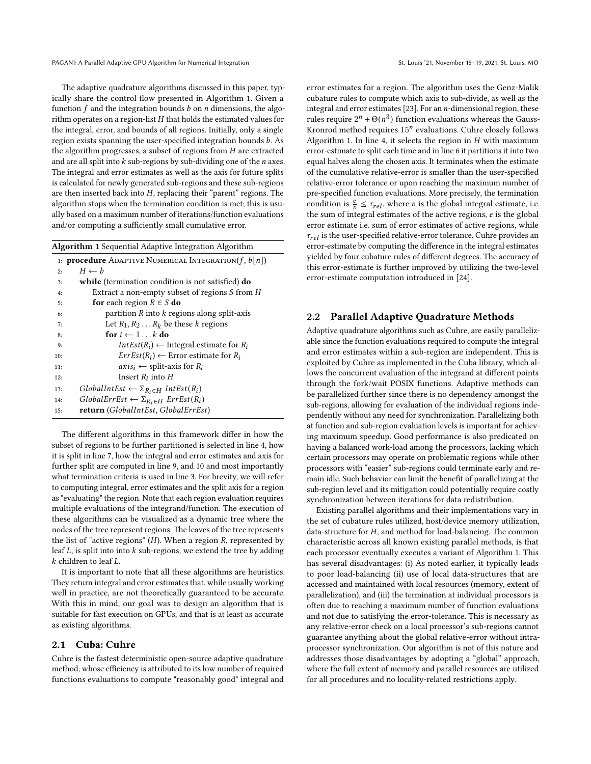The adaptive quadrature algorithms discussed in this paper, typically share the control flow presented in Algorithm 1. Given a function $f$ and the integration bounds $b$ on $n$ dimensions, the algorithm operates on a region-list $H$ that holds the estimated values for the integral, error, and bounds of all regions. Initially, only a single region exists spanning the user-specified integration bounds $b$. As the algorithm progresses, a subset of regions from $H$ are extracted and are all split into $k$ sub-regions by sub-dividing one of the $n$ axes. The integral and error estimates as well as the axis for future splits is calculated for newly generated sub-regions and these sub-regions are then inserted back into $H$, replacing their "parent" regions. The algorithm stops when the termination condition is met; this is usually based on a maximum number of iterations/function evaluations and/or computing a sufficiently small cumulative error.

**Algorithm 1** Sequential Adaptive Integration Algorithm

```
1:  procedure ADAPTIVE NUMERICAL INTEGRATION(f, b[n])
2:      H ← b
3:      while (termination condition is not satisfied) do
4:          Extract a non-empty subset of regions S from H
5:          for each region R ∈ S do
6:              partition R into k regions along split-axis
7:              Let R_1, R_2 ... R_k be these k regions
8:              for i ← 1 ... k do
9:                  IntEst(R_i) ← Integral estimate for R_i
10:                 ErrEst(R_i) ← Error estimate for R_i
11:                 axis_i ← split-axis for R_i
12:                 Insert R_i into H
13:     GlobalIntEst ← Σ_{R_i ∈ H} IntEst(R_i)
14:     GlobalErrEst ← Σ_{R_i ∈ H} ErrEst(R_i)
15:     return (GlobalIntEst, GlobalErrEst)
```

The different algorithms in this framework differ in how the subset of regions to be further partitioned is selected in line 4, how it is split in line 7, how the integral and error estimates and axis for further split are computed in line 9, and 10 and most importantly what termination criteria is used in line 3. For brevity, we will refer to computing integral, error estimates and the split axis for a region as "evaluating" the region. Note that each region evaluation requires multiple evaluations of the integrand/function. The execution of these algorithms can be visualized as a dynamic tree where the nodes of the tree represent regions. The leaves of the tree represent the list of "active regions" ($H$). When a region $R$, represented by leaf $L$, is split into into $k$ sub-regions, we extend the tree by adding $k$ children to leaf $L$.

It is important to note that all these algorithms are heuristics. They return integral and error estimates that, while usually working well in practice, are not theoretically guaranteed to be accurate. With this in mind, our goal was to design an algorithm that is suitable for fast execution on GPUs, and that is at least as accurate as existing algorithms.

### 2.1 Cuba: Cuhre

Cuhre is the fastest deterministic open-source adaptive quadrature method, whose efficiency is attributed to its low number of required functions evaluations to compute "reasonably good" integral and error estimates for a region. The algorithm uses the Genz-Malik cubature rules to compute which axis to sub-divide, as well as the integral and error estimates [23]. For an $n$-dimensional region, these rules require $2^n + \Theta(n^3)$ function evaluations whereas the Gauss-Kronrod method requires $15^n$ evaluations. Cuhre closely follows Algorithm 1. In line 4, it selects the region in $H$ with maximum error-estimate to split each time and in line 6 it partitions it into two equal halves along the chosen axis. It terminates when the estimate of the cumulative relative-error is smaller than the user-specified relative-error tolerance or upon reaching the maximum number of pre-specified function evaluations. More precisely, the termination condition is $\frac{e}{v} \leq \tau_{rel}$, where $v$ is the global integral estimate, i.e. the sum of integral estimates of the active regions, $e$ is the global error estimate i.e. sum of error estimates of active regions, while $\tau_{rel}$ is the user-specified relative-error tolerance. Cuhre provides an error-estimate by computing the difference in the integral estimates yielded by four cubature rules of different degrees. The accuracy of this error-estimate is further improved by utilizing the two-level error-estimate computation introduced in [24].

### 2.2 Parallel Adaptive Quadrature Methods

Adaptive quadrature algorithms such as Cuhre, are easily parallelizable since the function evaluations required to compute the integral and error estimates within a sub-region are independent. This is exploited by Cuhre as implemented in the Cuba library, which allows the concurrent evaluation of the integrand at different points through the fork/wait POSIX functions. Adaptive methods can be parallelized further since there is no dependency amongst the sub-regions, allowing for evaluation of the individual regions independently without any need for synchronization. Parallelizing both at function and sub-region evaluation levels is important for achieving maximum speedup. Good performance is also predicated on having a balanced work-load among the processors, lacking which certain processors may operate on problematic regions while other processors with "easier" sub-regions could terminate early and remain idle. Such behavior can limit the benefit of parallelizing at the sub-region level and its mitigation could potentially require costly synchronization between iterations for data redistribution.

Existing parallel algorithms and their implementations vary in the set of cubature rules utilized, host/device memory utilization, data-structure for $H$, and method for load-balancing. The common characteristic across all known existing parallel methods, is that each processor eventually executes a variant of Algorithm 1. This has several disadvantages: (i) As noted earlier, it typically leads to poor load-balancing (ii) use of local data-structures that are accessed and maintained with local resources (memory, extent of parallelization), and (iii) the termination at individual processors is often due to reaching a maximum number of function evaluations and not due to satisfying the error-tolerance. This is necessary as any relative-error check on a local processor's sub-regions cannot guarantee anything about the global relative-error without intra-processor synchronization. Our algorithm is not of this nature and addresses those disadvantages by adopting a "global" approach, where the full extent of memory and parallel resources are utilized for all procedures and no locality-related restrictions apply.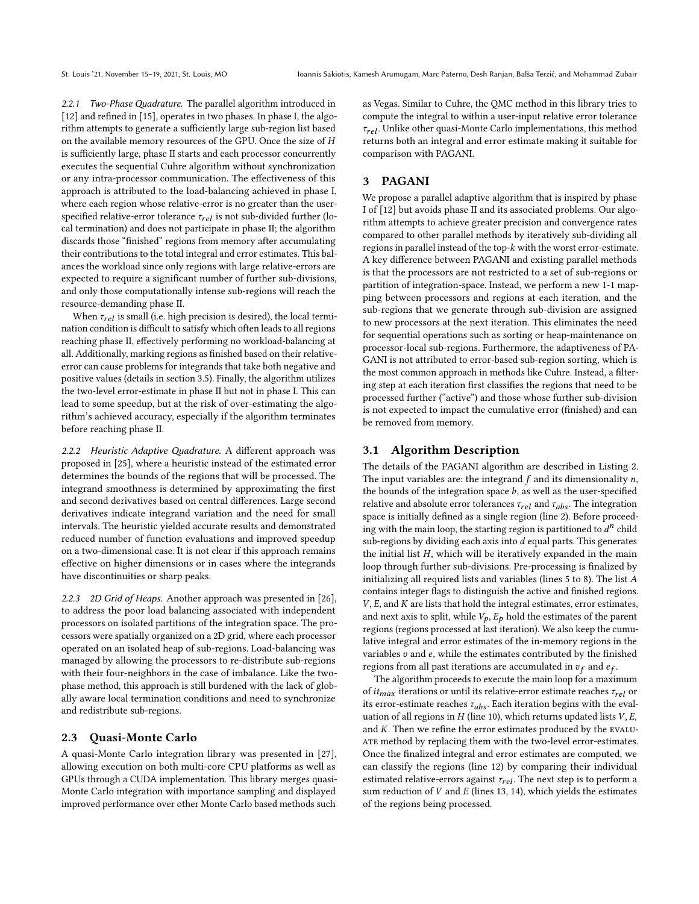#### 2.2.1 Two-Phase Quadrature.

The parallel algorithm introduced in [12] and refined in [15], operates in two phases. In phase I, the algorithm attempts to generate a sufficiently large sub-region list based on the available memory resources of the GPU. Once the size of $H$ is sufficiently large, phase II starts and each processor concurrently executes the sequential Cuhre algorithm without synchronization or any intra-processor communication. The effectiveness of this approach is attributed to the load-balancing achieved in phase I, where each region whose relative-error is no greater than the user-specified relative-error tolerance $\tau_{rel}$ is not sub-divided further (local termination) and does not participate in phase II; the algorithm discards those "finished" regions from memory after accumulating their contributions to the total integral and error estimates. This balances the workload since only regions with large relative-errors are expected to require a significant number of further sub-divisions, and only those computationally intense sub-regions will reach the resource-demanding phase II.

When $\tau_{rel}$ is small (i.e. high precision is desired), the local termination condition is difficult to satisfy which often leads to all regions reaching phase II, effectively performing no workload-balancing at all. Additionally, marking regions as finished based on their relative-error can cause problems for integrands that take both negative and positive values (details in section 3.5). Finally, the algorithm utilizes the two-level error-estimate in phase II but not in phase I. This can lead to some speedup, but at the risk of over-estimating the algorithm's achieved accuracy, especially if the algorithm terminates before reaching phase II.

#### 2.2.2 Heuristic Adaptive Quadrature.

A different approach was proposed in [25], where a heuristic instead of the estimated error determines the bounds of the regions that will be processed. The integrand smoothness is determined by approximating the first and second derivatives based on central differences. Large second derivatives indicate integrand variation and the need for small intervals. The heuristic yielded accurate results and demonstrated reduced number of function evaluations and improved speedup on a two-dimensional case. It is not clear if this approach remains effective on higher dimensions or in cases where the integrands have discontinuities or sharp peaks.

#### 2.2.3 2D Grid of Heaps.

Another approach was presented in [26], to address the poor load balancing associated with independent processors on isolated partitions of the integration space. The processors were spatially organized on a 2D grid, where each processor operated on an isolated heap of sub-regions. Load-balancing was managed by allowing the processors to re-distribute sub-regions with their four-neighbors in the case of imbalance. Like the two-phase method, this approach is still burdened with the lack of globally aware local termination conditions and need to synchronize and redistribute sub-regions.

### 2.3 Quasi-Monte Carlo

A quasi-Monte Carlo integration library was presented in [27], allowing execution on both multi-core CPU platforms as well as GPUs through a CUDA implementation. This library merges quasi-Monte Carlo integration with importance sampling and displayed improved performance over other Monte Carlo based methods such as Vegas. Similar to Cuhre, the QMC method in this library tries to compute the integral to within a user-input relative error tolerance $\tau_{rel}$. Unlike other quasi-Monte Carlo implementations, this method returns both an integral and error estimate making it suitable for comparison with PAGANI.

## 3 PAGANI

We propose a parallel adaptive algorithm that is inspired by phase I of [12] but avoids phase II and its associated problems. Our algorithm attempts to achieve greater precision and convergence rates compared to other parallel methods by iteratively sub-dividing all regions in parallel instead of the top-$k$ with the worst error-estimate. A key difference between PAGANI and existing parallel methods is that the processors are not restricted to a set of sub-regions or partition of integration-space. Instead, we perform a new 1-1 mapping between processors and regions at each iteration, and the sub-regions that we generate through sub-division are assigned to new processors at the next iteration. This eliminates the need for sequential operations such as sorting or heap-maintenance on processor-local sub-regions. Furthermore, the adaptiveness of PAGANI is not attributed to error-based sub-region sorting, which is the most common approach in methods like Cuhre. Instead, a filtering step at each iteration first classifies the regions that need to be processed further ("active") and those whose further sub-division is not expected to impact the cumulative error (finished) and can be removed from memory.

### 3.1 Algorithm Description

The details of the PAGANI algorithm are described in Listing 2. The input variables are: the integrand $f$ and its dimensionality $n$, the bounds of the integration space $b$, as well as the user-specified relative and absolute error tolerances $\tau_{rel}$ and $\tau_{abs}$. The integration space is initially defined as a single region (line 2). Before proceeding with the main loop, the starting region is partitioned to $d^n$ child sub-regions by dividing each axis into $d$ equal parts. This generates the initial list $H$, which will be iteratively expanded in the main loop through further sub-divisions. Pre-processing is finalized by initializing all required lists and variables (lines 5 to 8). The list $A$ contains integer flags to distinguish the active and finished regions. $V$, $E$, and $K$ are lists that hold the integral estimates, error estimates, and next axis to split, while $V_p$, $E_p$ hold the estimates of the parent regions (regions processed at last iteration). We also keep the cumulative integral and error estimates of the in-memory regions in the variables $v$ and $e$, while the estimates contributed by the finished regions from all past iterations are accumulated in $v_f$ and $e_f$.

The algorithm proceeds to execute the main loop for a maximum of $it_{max}$ iterations or until its relative-error estimate reaches $\tau_{rel}$ or its error-estimate reaches $\tau_{abs}$. Each iteration begins with the evaluation of all regions in $H$ (line 10), which returns updated lists $V$, $E$, and $K$. Then we refine the error estimates produced by the EVALUATE method by replacing them with the two-level error-estimates. Once the finalized integral and error estimates are computed, we can classify the regions (line 12) by comparing their individual estimated relative-errors against $\tau_{rel}$. The next step is to perform a sum reduction of $V$ and $E$ (lines 13, 14), which yields the estimates of the regions being processed.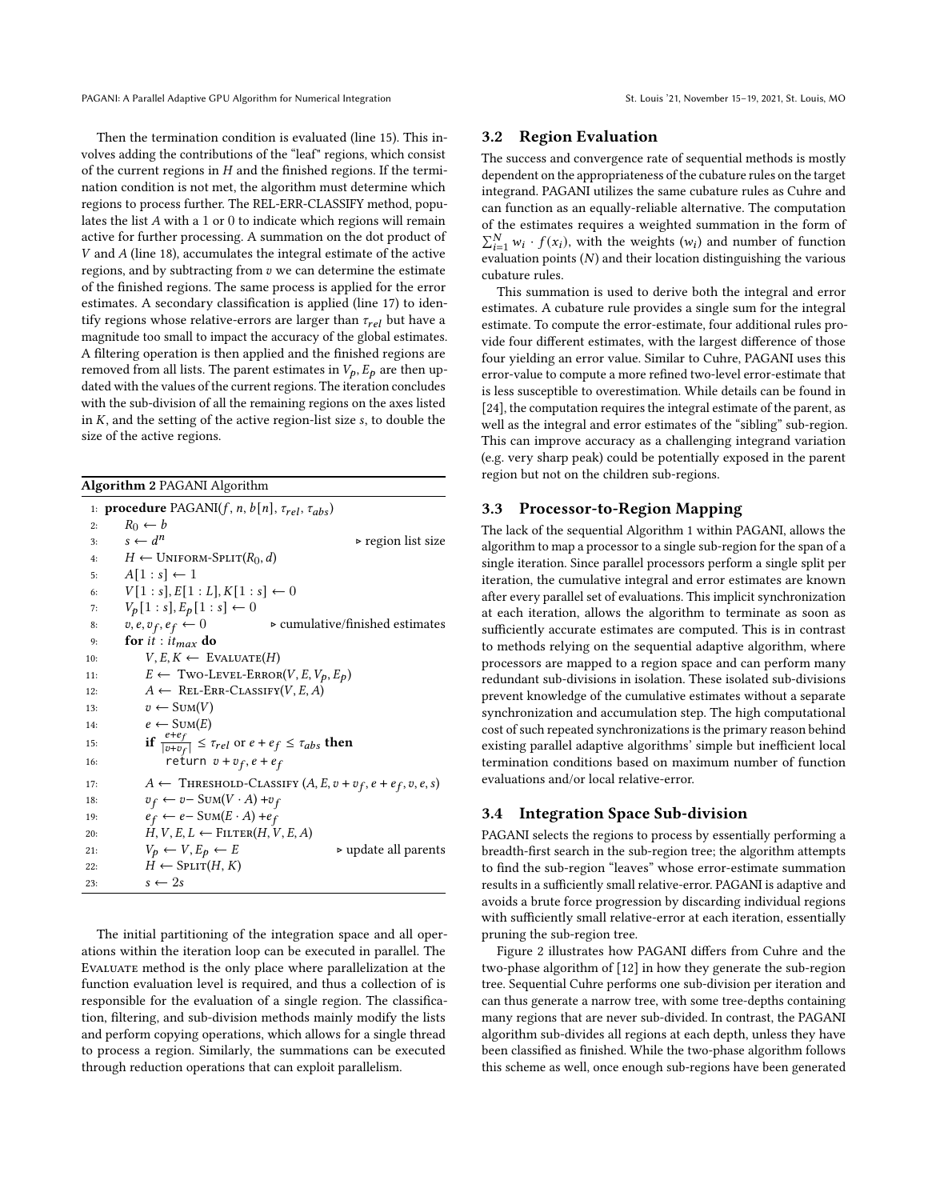Then the termination condition is evaluated (line 15). This involves adding the contributions of the "leaf" regions, which consist of the current regions in $H$ and the finished regions. If the termination condition is not met, the algorithm must determine which regions to process further. The REL-ERR-CLASSIFY method, populates the list $A$ with a 1 or 0 to indicate which regions will remain active for further processing. A summation on the dot product of $V$ and $A$ (line 18), accumulates the integral estimate of the active regions, and by subtracting from $v$ we can determine the estimate of the finished regions. The same process is applied for the error estimates. A secondary classification is applied (line 17) to identify regions whose relative-errors are larger than $\tau_{rel}$ but have a magnitude too small to impact the accuracy of the global estimates. A filtering operation is then applied and the finished regions are removed from all lists. The parent estimates in $V_p, E_p$ are then updated with the values of the current regions. The iteration concludes with the sub-division of all the remaining regions on the axes listed in $K$, and the setting of the active region-list size $s$, to double the size of the active regions.

**Algorithm 2** PAGANI Algorithm

```
1:  procedure PAGANI(f, n, b[n], τ_rel, τ_abs)
2:      R_0 ← b
3:      s ← d^n                                    ▷ region list size
4:      H ← UNIFORM-SPLIT(R_0, d)
5:      A[1 : s] ← 1
6:      V[1 : s], E[1 : L], K[1 : s] ← 0
7:      V_p[1 : s], E_p[1 : s] ← 0
8:      v, e, v_f, e_f ← 0                 ▷ cumulative/finished estimates
9:      for it : it_max do
10:         V, E, K ← EVALUATE(H)
11:         E ← TWO-LEVEL-ERROR(V, E, V_p, E_p)
12:         A ← REL-ERR-CLASSIFY(V, E, A)
13:         v ← SUM(V)
14:         e ← SUM(E)
15:         if (e + e_f)/|v + v_f| ≤ τ_rel or e + e_f ≤ τ_abs then
16:             return v + v_f, e + e_f
17:         A ← THRESHOLD-CLASSIFY (A, E, v + v_f, e + e_f, v, e, s)
18:         v_f ← v − SUM(V · A) + v_f
19:         e_f ← e − SUM(E · A) + e_f
20:         H, V, E, L ← FILTER(H, V, E, A)
21:         V_p ← V, E_p ← E                       ▷ update all parents
22:         H ← SPLIT(H, K)
23:         s ← 2s
```

The initial partitioning of the integration space and all operations within the iteration loop can be executed in parallel. The EVALUATE method is the only place where parallelization at the function evaluation level is required, and thus a collection of is responsible for the evaluation of a single region. The classification, filtering, and sub-division methods mainly modify the lists and perform copying operations, which allows for a single thread to process a region. Similarly, the summations can be executed through reduction operations that can exploit parallelism.

### 3.2 Region Evaluation

The success and convergence rate of sequential methods is mostly dependent on the appropriateness of the cubature rules on the target integrand. PAGANI utilizes the same cubature rules as Cuhre and can function as an equally-reliable alternative. The computation of the estimates requires a weighted summation in the form of $\sum_{i=1}^{N} w_i \cdot f(x_i)$, with the weights ($w_i$) and number of function evaluation points ($N$) and their location distinguishing the various cubature rules.

This summation is used to derive both the integral and error estimates. A cubature rule provides a single sum for the integral estimate. To compute the error-estimate, four additional rules provide four different estimates, with the largest difference of those four yielding an error value. Similar to Cuhre, PAGANI uses this error-value to compute a more refined two-level error-estimate that is less susceptible to overestimation. While details can be found in [24], the computation requires the integral estimate of the parent, as well as the integral and error estimates of the "sibling" sub-region. This can improve accuracy as a challenging integrand variation (e.g. very sharp peak) could be potentially exposed in the parent region but not on the children sub-regions.

### 3.3 Processor-to-Region Mapping

The lack of the sequential Algorithm 1 within PAGANI, allows the algorithm to map a processor to a single sub-region for the span of a single iteration. Since parallel processors perform a single split per iteration, the cumulative integral and error estimates are known after every parallel set of evaluations. This implicit synchronization at each iteration, allows the algorithm to terminate as soon as sufficiently accurate estimates are computed. This is in contrast to methods relying on the sequential adaptive algorithm, where processors are mapped to a region space and can perform many redundant sub-divisions in isolation. These isolated sub-divisions prevent knowledge of the cumulative estimates without a separate synchronization and accumulation step. The high computational cost of such repeated synchronizations is the primary reason behind existing parallel adaptive algorithms' simple but inefficient local termination conditions based on maximum number of function evaluations and/or local relative-error.

### 3.4 Integration Space Sub-division

PAGANI selects the regions to process by essentially performing a breadth-first search in the sub-region tree; the algorithm attempts to find the sub-region "leaves" whose error-estimate summation results in a sufficiently small relative-error. PAGANI is adaptive and avoids a brute force progression by discarding individual regions with sufficiently small relative-error at each iteration, essentially pruning the sub-region tree.

Figure 2 illustrates how PAGANI differs from Cuhre and the two-phase algorithm of [12] in how they generate the sub-region tree. Sequential Cuhre performs one sub-division per iteration and can thus generate a narrow tree, with some tree-depths containing many regions that are never sub-divided. In contrast, the PAGANI algorithm sub-divides all regions at each depth, unless they have been classified as finished. While the two-phase algorithm follows this scheme as well, once enough sub-regions have been generated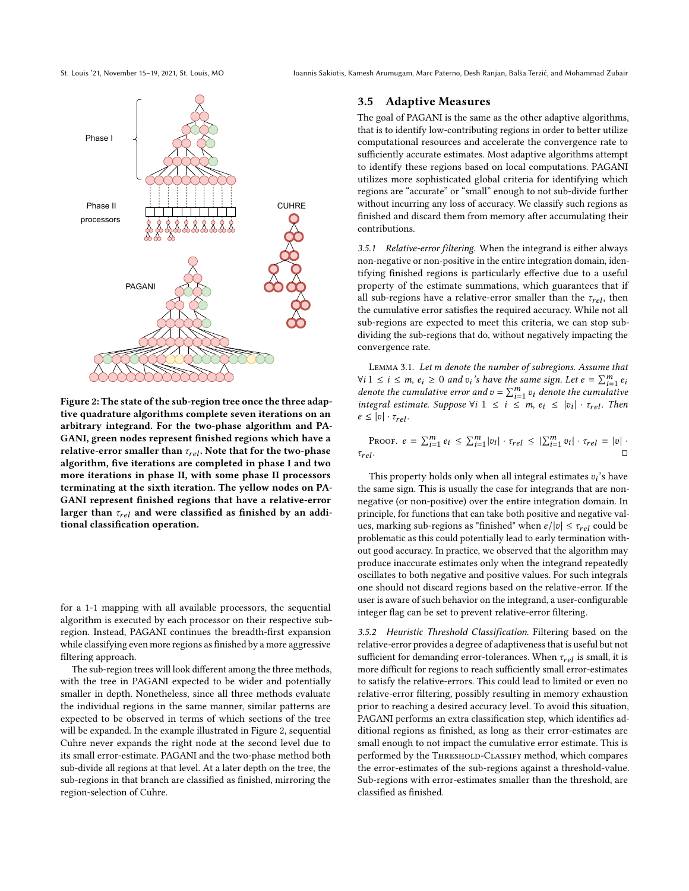Figure 2: The state of the sub-region tree once the three adaptive quadrature algorithms complete seven iterations on an arbitrary integrand. For the two-phase algorithm and PAGANI, green nodes represent finished regions which have a relative-error smaller than $\tau_{rel}$. Note that for the two-phase algorithm, five iterations are completed in phase I and two more iterations in phase II, with some phase II processors terminating at the sixth iteration. The yellow nodes on PAGANI represent finished regions that have a relative-error larger than $\tau_{rel}$ and were classified as finished by an additional classification operation.

for a 1-1 mapping with all available processors, the sequential algorithm is executed by each processor on their respective sub-region. Instead, PAGANI continues the breadth-first expansion while classifying even more regions as finished by a more aggressive filtering approach.

The sub-region trees will look different among the three methods, with the tree in PAGANI expected to be wider and potentially smaller in depth. Nonetheless, since all three methods evaluate the individual regions in the same manner, similar patterns are expected to be observed in terms of which sections of the tree will be expanded. In the example illustrated in Figure 2, sequential Cuhre never expands the right node at the second level due to its small error-estimate. PAGANI and the two-phase method both sub-divide all regions at that level. At a later depth on the tree, the sub-regions in that branch are classified as finished, mirroring the region-selection of Cuhre.

### 3.5 Adaptive Measures

The goal of PAGANI is the same as the other adaptive algorithms, that is to identify low-contributing regions in order to better utilize computational resources and accelerate the convergence rate to sufficiently accurate estimates. Most adaptive algorithms attempt to identify these regions based on local computations. PAGANI utilizes more sophisticated global criteria for identifying which regions are "accurate" or "small" enough to not sub-divide further without incurring any loss of accuracy. We classify such regions as finished and discard them from memory after accumulating their contributions.

*3.5.1 Relative-error filtering.* When the integrand is either always non-negative or non-positive in the entire integration domain, identifying finished regions is particularly effective due to a useful property of the estimate summations, which guarantees that if all sub-regions have a relative-error smaller than the $\tau_{rel}$, then the cumulative error satisfies the required accuracy. While not all sub-regions are expected to meet this criteria, we can stop sub-dividing the sub-regions that do, without negatively impacting the convergence rate.

Lemma 3.1. *Let $m$ denote the number of subregions. Assume that $\forall i \; 1 \leq i \leq m$, $e_i \geq 0$ and $v_i$'s have the same sign. Let $e = \sum_{i=1}^{m} e_i$ denote the cumulative error and $v = \sum_{i=1}^{m} v_i$ denote the cumulative integral estimate. Suppose $\forall i \; 1 \leq i \leq m$, $e_i \leq |v_i| \cdot \tau_{rel}$. Then $e \leq |v| \cdot \tau_{rel}$.*

Proof. $e = \sum_{i=1}^{m} e_i \leq \sum_{i=1}^{m} |v_i| \cdot \tau_{rel} \leq |\sum_{i=1}^{m} v_i| \cdot \tau_{rel} = |v| \cdot \tau_{rel}$. □

This property holds only when all integral estimates $v_i$'s have the same sign. This is usually the case for integrands that are non-negative (or non-positive) over the entire integration domain. In principle, for functions that can take both positive and negative values, marking sub-regions as "finished" when $e/|v| \leq \tau_{rel}$ could be problematic as this could potentially lead to early termination without good accuracy. In practice, we observed that the algorithm may produce inaccurate estimates only when the integrand repeatedly oscillates to both negative and positive values. For such integrals one should not discard regions based on the relative-error. If the user is aware of such behavior on the integrand, a user-configurable integer flag can be set to prevent relative-error filtering.

*3.5.2 Heuristic Threshold Classification.* Filtering based on the relative-error provides a degree of adaptiveness that is useful but not sufficient for demanding error-tolerances. When $\tau_{rel}$ is small, it is more difficult for regions to reach sufficiently small error-estimates to satisfy the relative-errors. This could lead to limited or even no relative-error filtering, possibly resulting in memory exhaustion prior to reaching a desired accuracy level. To avoid this situation, PAGANI performs an extra classification step, which identifies additional regions as finished, as long as their error-estimates are small enough to not impact the cumulative error estimate. This is performed by the Threshold-Classify method, which compares the error-estimates of the sub-regions against a threshold-value. Sub-regions with error-estimates smaller than the threshold, are classified as finished.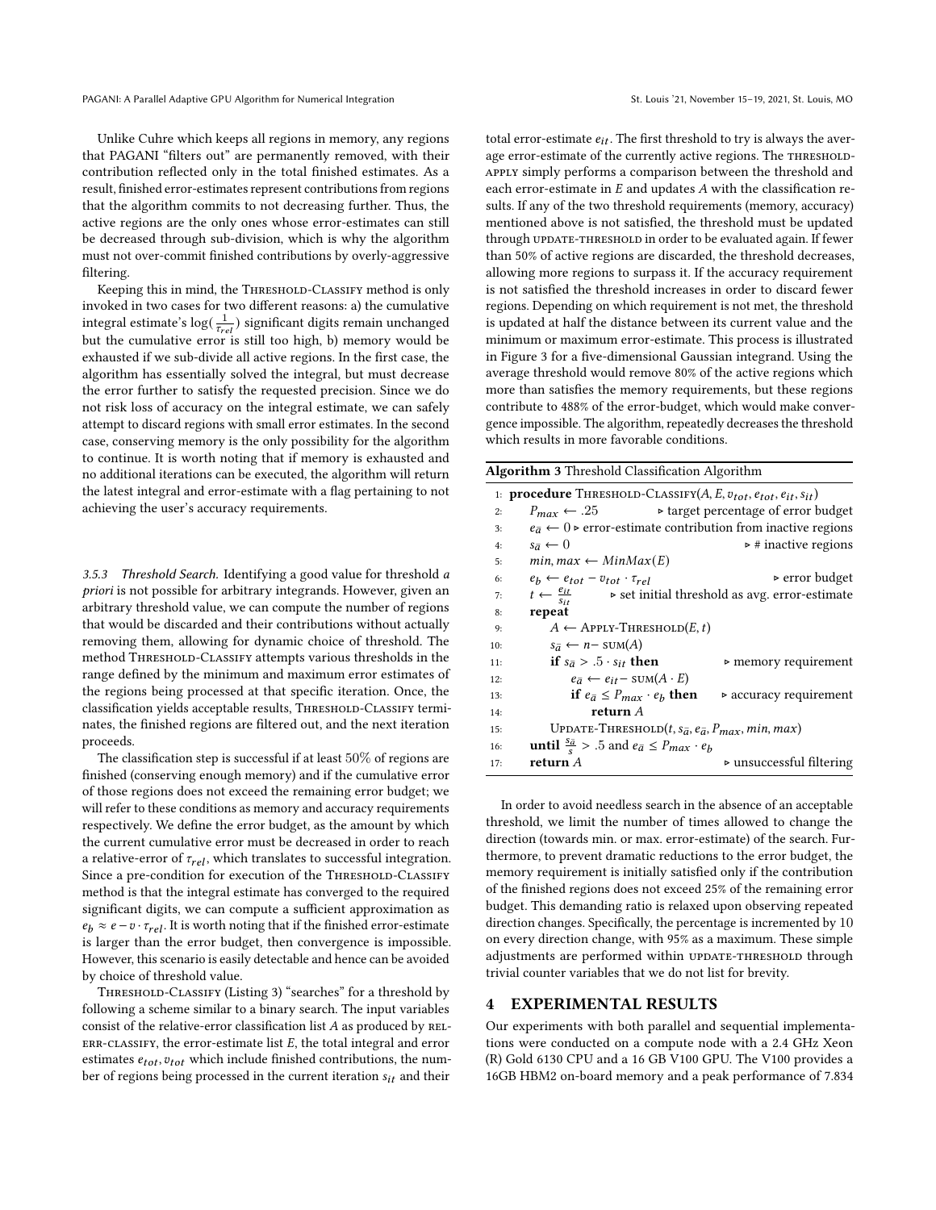Unlike Cuhre which keeps all regions in memory, any regions that PAGANI "filters out" are permanently removed, with their contribution reflected only in the total finished estimates. As a result, finished error-estimates represent contributions from regions that the algorithm commits to not decreasing further. Thus, the active regions are the only ones whose error-estimates can still be decreased through sub-division, which is why the algorithm must not over-commit finished contributions by overly-aggressive filtering.

Keeping this in mind, the Threshold-Classify method is only invoked in two cases for two different reasons: a) the cumulative integral estimate's $\log(\frac{1}{\tau_{rel}})$ significant digits remain unchanged but the cumulative error is still too high, b) memory would be exhausted if we sub-divide all active regions. In the first case, the algorithm has essentially solved the integral, but must decrease the error further to satisfy the requested precision. Since we do not risk loss of accuracy on the integral estimate, we can safely attempt to discard regions with small error estimates. In the second case, conserving memory is the only possibility for the algorithm to continue. It is worth noting that if memory is exhausted and no additional iterations can be executed, the algorithm will return the latest integral and error-estimate with a flag pertaining to not achieving the user's accuracy requirements.

#### 3.5.3 Threshold Search.

Identifying a good value for threshold *a priori* is not possible for arbitrary integrands. However, given an arbitrary threshold value, we can compute the number of regions that would be discarded and their contributions without actually removing them, allowing for dynamic choice of threshold. The method Threshold-Classify attempts various thresholds in the range defined by the minimum and maximum error estimates of the regions being processed at that specific iteration. Once, the classification yields acceptable results, Threshold-Classify terminates, the finished regions are filtered out, and the next iteration proceeds.

The classification step is successful if at least 50% of regions are finished (conserving enough memory) and if the cumulative error of those regions does not exceed the remaining error budget; we will refer to these conditions as memory and accuracy requirements respectively. We define the error budget, as the amount by which the current cumulative error must be decreased in order to reach a relative-error of $\tau_{rel}$, which translates to successful integration. Since a pre-condition for execution of the Threshold-Classify method is that the integral estimate has converged to the required significant digits, we can compute a sufficient approximation as $e_b \approx e - v \cdot \tau_{rel}$. It is worth noting that if the finished error-estimate is larger than the error budget, then convergence is impossible. However, this scenario is easily detectable and hence can be avoided by choice of threshold value.

Threshold-Classify (Listing 3) "searches" for a threshold by following a scheme similar to a binary search. The input variables consist of the relative-error classification list $A$ as produced by rel-err-classify, the error-estimate list $E$, the total integral and error estimates $e_{tot}, v_{tot}$ which include finished contributions, the number of regions being processed in the current iteration $s_{it}$ and their total error-estimate $e_{it}$. The first threshold to try is always the average error-estimate of the currently active regions. The threshold-apply simply performs a comparison between the threshold and each error-estimate in $E$ and updates $A$ with the classification results. If any of the two threshold requirements (memory, accuracy) mentioned above is not satisfied, the threshold must be updated through update-threshold in order to be evaluated again. If fewer than 50% of active regions are discarded, the threshold decreases, allowing more regions to surpass it. If the accuracy requirement is not satisfied the threshold increases in order to discard fewer regions. Depending on which requirement is not met, the threshold is updated at half the distance between its current value and the minimum or maximum error-estimate. This process is illustrated in Figure 3 for a five-dimensional Gaussian integrand. Using the average threshold would remove 80% of the active regions which more than satisfies the memory requirements, but these regions contribute to 488% of the error-budget, which would make convergence impossible. The algorithm, repeatedly decreases the threshold which results in more favorable conditions.

**Algorithm 3** Threshold Classification Algorithm

```
 1: procedure Threshold-Classify(A, E, v_tot, e_tot, e_it, s_it)
 2:     P_max ← .25                      ▷ target percentage of error budget
 3:     e_ā ← 0  ▷ error-estimate contribution from inactive regions
 4:     s_ā ← 0                                    ▷ # inactive regions
 5:     min, max ← MinMax(E)
 6:     e_b ← e_tot − v_tot · τ_rel                       ▷ error budget
 7:     t ← e_it / s_it       ▷ set initial threshold as avg. error-estimate
 8:     repeat
 9:         A ← Apply-Threshold(E, t)
10:         s_ā ← n− sum(A)
11:         if s_ā > .5 · s_it then                ▷ memory requirement
12:             e_ā ← e_it− sum(A · E)
13:             if e_ā ≤ P_max · e_b then        ▷ accuracy requirement
14:                 return A
15:         Update-Threshold(t, s_ā, e_ā, P_max, min, max)
16:     until s_ā / s > .5 and e_ā ≤ P_max · e_b
17:     return A                               ▷ unsuccessful filtering
```

In order to avoid needless search in the absence of an acceptable threshold, we limit the number of times allowed to change the direction (towards min. or max. error-estimate) of the search. Furthermore, to prevent dramatic reductions to the error budget, the memory requirement is initially satisfied only if the contribution of the finished regions does not exceed 25% of the remaining error budget. This demanding ratio is relaxed upon observing repeated direction changes. Specifically, the percentage is incremented by 10 on every direction change, with 95% as a maximum. These simple adjustments are performed within update-threshold through trivial counter variables that we do not list for brevity.

## 4 EXPERIMENTAL RESULTS

Our experiments with both parallel and sequential implementations were conducted on a compute node with a 2.4 GHz Xeon (R) Gold 6130 CPU and a 16 GB V100 GPU. The V100 provides a 16GB HBM2 on-board memory and a peak performance of 7.834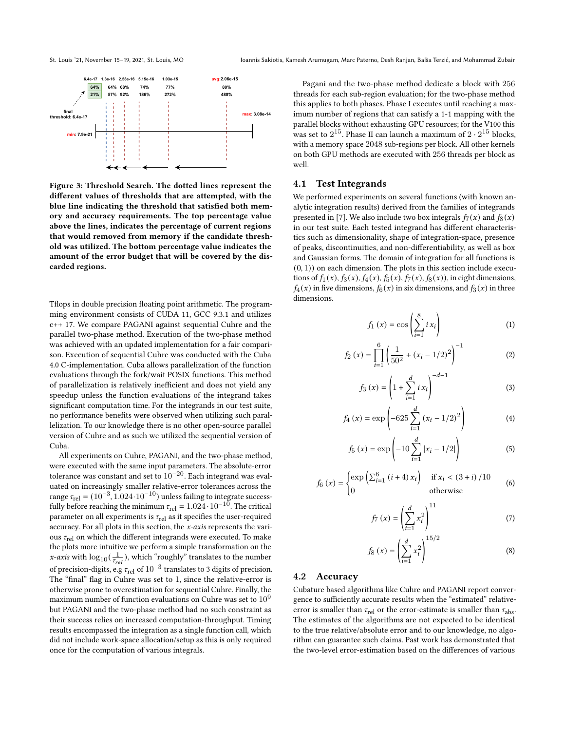Figure 3: Threshold Search. The dotted lines represent the different values of thresholds that are attempted, with the blue line indicating the threshold that satisfied both memory and accuracy requirements. The top percentage value above the lines, indicates the percentage of current regions that would removed from memory if the candidate threshold was utilized. The bottom percentage value indicates the amount of the error budget that will be covered by the discarded regions.

Tflops in double precision floating point arithmetic. The programming environment consists of CUDA 11, GCC 9.3.1 and utilizes c++ 17. We compare PAGANI against sequential Cuhre and the parallel two-phase method. Execution of the two-phase method was achieved with an updated implementation for a fair comparison. Execution of sequential Cuhre was conducted with the Cuba 4.0 C-implementation. Cuba allows parallelization of the function evaluations through the fork/wait POSIX functions. This method of parallelization is relatively inefficient and does not yield any speedup unless the function evaluations of the integrand takes significant computation time. For the integrands in our test suite, no performance benefits were observed when utilizing such parallelization. To our knowledge there is no other open-source parallel version of Cuhre and as such we utilized the sequential version of Cuba.

All experiments on Cuhre, PAGANI, and the two-phase method, were executed with the same input parameters. The absolute-error tolerance was constant and set to $10^{-20}$. Each integrand was evaluated on increasingly smaller relative-error tolerances across the range $\tau_{\text{rel}} = (10^{-3}, 1.024 \cdot 10^{-10})$ unless failing to integrate successfully before reaching the minimum $\tau_{\text{rel}} = 1.024 \cdot 10^{-10}$. The critical parameter on all experiments is $\tau_{\text{rel}}$ as it specifies the user-required accuracy. For all plots in this section, the *x-axis* represents the various $\tau_{\text{rel}}$ on which the different integrands were executed. To make the plots more intuitive we perform a simple transformation on the *x-axis* with $\log_{10}(\frac{1}{\tau_{rel}})$, which "roughly" translates to the number of precision-digits, e.g $\tau_{\text{rel}}$ of $10^{-3}$ translates to 3 digits of precision. The "final" flag in Cuhre was set to 1, since the relative-error is otherwise prone to overestimation for sequential Cuhre. Finally, the maximum number of function evaluations on Cuhre was set to $10^9$ but PAGANI and the two-phase method had no such constraint as their success relies on increased computation-throughput. Timing results encompassed the integration as a single function call, which did not include work-space allocation/setup as this is only required once for the computation of various integrals.

Pagani and the two-phase method dedicate a block with 256 threads for each sub-region evaluation; for the two-phase method this applies to both phases. Phase I executes until reaching a maximum number of regions that can satisfy a 1-1 mapping with the parallel blocks without exhausting GPU resources; for the V100 this was set to $2^{15}$. Phase II can launch a maximum of $2 \cdot 2^{15}$ blocks, with a memory space 2048 sub-regions per block. All other kernels on both GPU methods are executed with 256 threads per block as well.

## 4.1 Test Integrands

We performed experiments on several functions (with known analytic integration results) derived from the families of integrands presented in [7]. We also include two box integrals $f_7(x)$ and $f_8(x)$ in our test suite. Each tested integrand has different characteristics such as dimensionality, shape of integration-space, presence of peaks, discontinuities, and non-differentiability, as well as box and Gaussian forms. The domain of integration for all functions is $(0, 1))$ on each dimension. The plots in this section include executions of $f_1(x), f_3(x), f_4(x), f_5(x), f_7(x), f_8(x))$, in eight dimensions, $f_4(x)$ in five dimensions, $f_6(x)$ in six dimensions, and $f_3(x)$ in three dimensions.

$$f_1(x) = \cos\left(\sum_{i=1}^{8} i\, x_i\right) \tag{1}$$

$$f_2(x) = \prod_{i=1}^{6} \left(\frac{1}{50^2} + (x_i - 1/2)^2\right)^{-1} \tag{2}$$

$$f_3(x) = \left(1 + \sum_{i=1}^{d} i\, x_i\right)^{-d-1} \tag{3}$$

$$f_4(x) = \exp\left(-625 \sum_{i=1}^{d} (x_i - 1/2)^2\right) \tag{4}$$

$$f_5(x) = \exp\left(-10 \sum_{i=1}^{d} |x_i - 1/2|\right) \tag{5}$$

$$f_6(x) = \begin{cases} \exp\left(\sum_{i=1}^{6} (i+4)\, x_i\right) & \text{if } x_i < (3+i)/10 \\ 0 & \text{otherwise} \end{cases} \tag{6}$$

$$f_7(x) = \left(\sum_{i=1}^{d} x_i^2\right)^{11} \tag{7}$$

$$f_8(x) = \left(\sum_{i=1}^{d} x_i^2\right)^{15/2} \tag{8}$$

## 4.2 Accuracy

Cubature based algorithms like Cuhre and PAGANI report convergence to sufficiently accurate results when the "estimated" relative-error is smaller than $\tau_{\text{rel}}$ or the error-estimate is smaller than $\tau_{\text{abs}}$. The estimates of the algorithms are not expected to be identical to the true relative/absolute error and to our knowledge, no algorithm can guarantee such claims. Past work has demonstrated that the two-level error-estimation based on the differences of various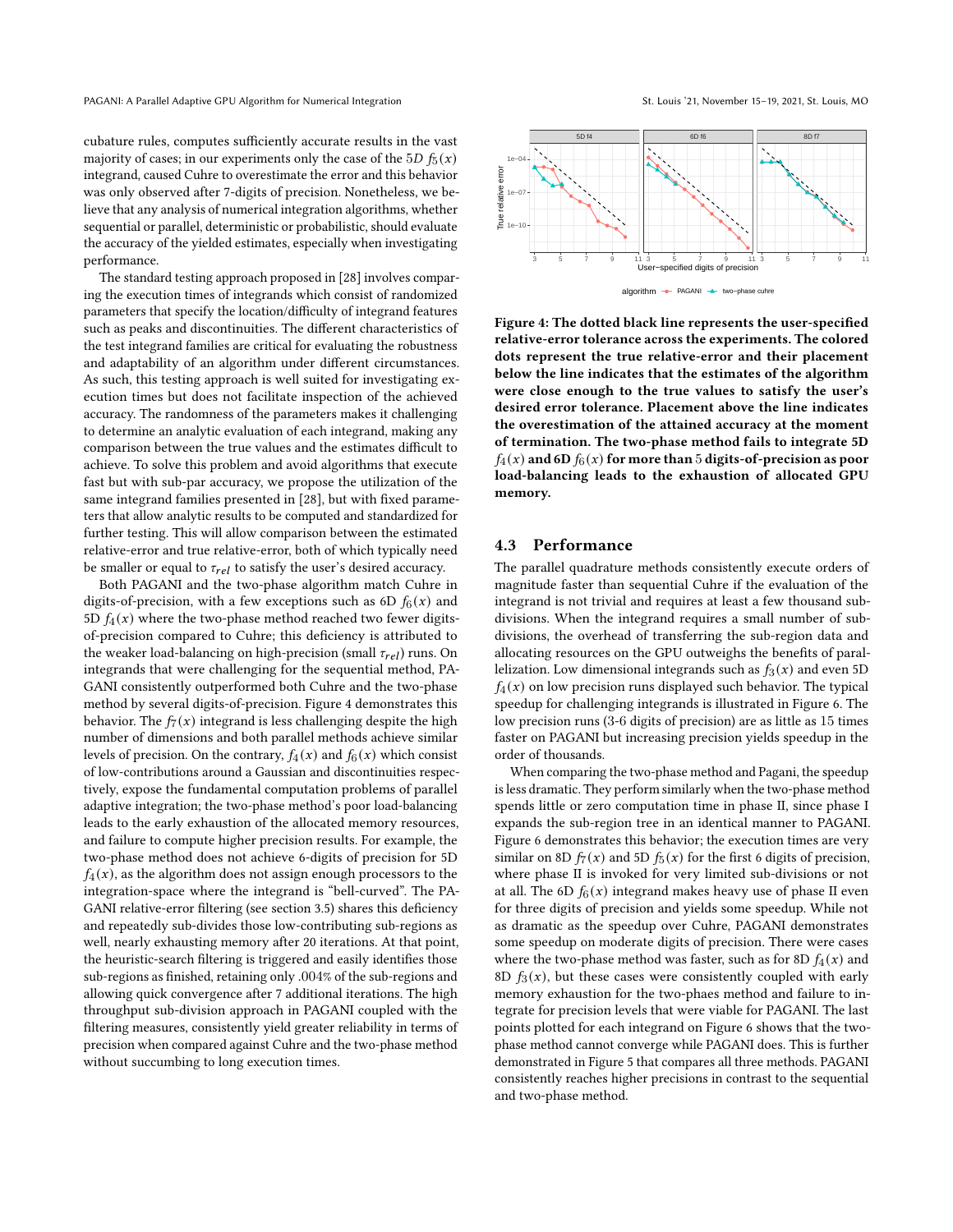cubature rules, computes sufficiently accurate results in the vast majority of cases; in our experiments only the case of the 5D $f_5(x)$ integrand, caused Cuhre to overestimate the error and this behavior was only observed after 7-digits of precision. Nonetheless, we believe that any analysis of numerical integration algorithms, whether sequential or parallel, deterministic or probabilistic, should evaluate the accuracy of the yielded estimates, especially when investigating performance.

The standard testing approach proposed in [28] involves comparing the execution times of integrands which consist of randomized parameters that specify the location/difficulty of integrand features such as peaks and discontinuities. The different characteristics of the test integrand families are critical for evaluating the robustness and adaptability of an algorithm under different circumstances. As such, this testing approach is well suited for investigating execution times but does not facilitate inspection of the achieved accuracy. The randomness of the parameters makes it challenging to determine an analytic evaluation of each integrand, making any comparison between the true values and the estimates difficult to achieve. To solve this problem and avoid algorithms that execute fast but with sub-par accuracy, we propose the utilization of the same integrand families presented in [28], but with fixed parameters that allow analytic results to be computed and standardized for further testing. This will allow comparison between the estimated relative-error and true relative-error, both of which typically need be smaller or equal to $\tau_{rel}$ to satisfy the user's desired accuracy.

Both PAGANI and the two-phase algorithm match Cuhre in digits-of-precision, with a few exceptions such as 6D $f_6(x)$ and 5D $f_4(x)$ where the two-phase method reached two fewer digits-of-precision compared to Cuhre; this deficiency is attributed to the weaker load-balancing on high-precision (small $\tau_{rel}$) runs. On integrands that were challenging for the sequential method, PAGANI consistently outperformed both Cuhre and the two-phase method by several digits-of-precision. Figure 4 demonstrates this behavior. The $f_7(x)$ integrand is less challenging despite the high number of dimensions and both parallel methods achieve similar levels of precision. On the contrary, $f_4(x)$ and $f_6(x)$ which consist of low-contributions around a Gaussian and discontinuities respectively, expose the fundamental computation problems of parallel adaptive integration; the two-phase method's poor load-balancing leads to the early exhaustion of the allocated memory resources, and failure to compute higher precision results. For example, the two-phase method does not achieve 6-digits of precision for 5D $f_4(x)$, as the algorithm does not assign enough processors to the integration-space where the integrand is "bell-curved". The PAGANI relative-error filtering (see section 3.5) shares this deficiency and repeatedly sub-divides those low-contributing sub-regions as well, nearly exhausting memory after 20 iterations. At that point, the heuristic-search filtering is triggered and easily identifies those sub-regions as finished, retaining only .004% of the sub-regions and allowing quick convergence after 7 additional iterations. The high throughput sub-division approach in PAGANI coupled with the filtering measures, consistently yield greater reliability in terms of precision when compared against Cuhre and the two-phase method without succumbing to long execution times.

**Figure 4: The dotted black line represents the user-specified relative-error tolerance across the experiments. The colored dots represent the true relative-error and their placement below the line indicates that the estimates of the algorithm were close enough to the true values to satisfy the user's desired error tolerance. Placement above the line indicates the overestimation of the attained accuracy at the moment of termination. The two-phase method fails to integrate 5D $f_4(x)$ and 6D $f_6(x)$ for more than 5 digits-of-precision as poor load-balancing leads to the exhaustion of allocated GPU memory.**

## 4.3 Performance

The parallel quadrature methods consistently execute orders of magnitude faster than sequential Cuhre if the evaluation of the integrand is not trivial and requires at least a few thousand subdivisions. When the integrand requires a small number of subdivisions, the overhead of transferring the sub-region data and allocating resources on the GPU outweighs the benefits of parallelization. Low dimensional integrands such as $f_3(x)$ and even 5D $f_4(x)$ on low precision runs displayed such behavior. The typical speedup for challenging integrands is illustrated in Figure 6. The low precision runs (3-6 digits of precision) are as little as 15 times faster on PAGANI but increasing precision yields speedup in the order of thousands.

When comparing the two-phase method and Pagani, the speedup is less dramatic. They perform similarly when the two-phase method spends little or zero computation time in phase II, since phase I expands the sub-region tree in an identical manner to PAGANI. Figure 6 demonstrates this behavior; the execution times are very similar on 8D $f_7(x)$ and 5D $f_5(x)$ for the first 6 digits of precision, where phase II is invoked for very limited sub-divisions or not at all. The 6D $f_6(x)$ integrand makes heavy use of phase II even for three digits of precision and yields some speedup. While not as dramatic as the speedup over Cuhre, PAGANI demonstrates some speedup on moderate digits of precision. There were cases where the two-phase method was faster, such as for 8D $f_4(x)$ and 8D $f_3(x)$, but these cases were consistently coupled with early memory exhaustion for the two-phaes method and failure to integrate for precision levels that were viable for PAGANI. The last points plotted for each integrand on Figure 6 shows that the two-phase method cannot converge while PAGANI does. This is further demonstrated in Figure 5 that compares all three methods. PAGANI consistently reaches higher precisions in contrast to the sequential and two-phase method.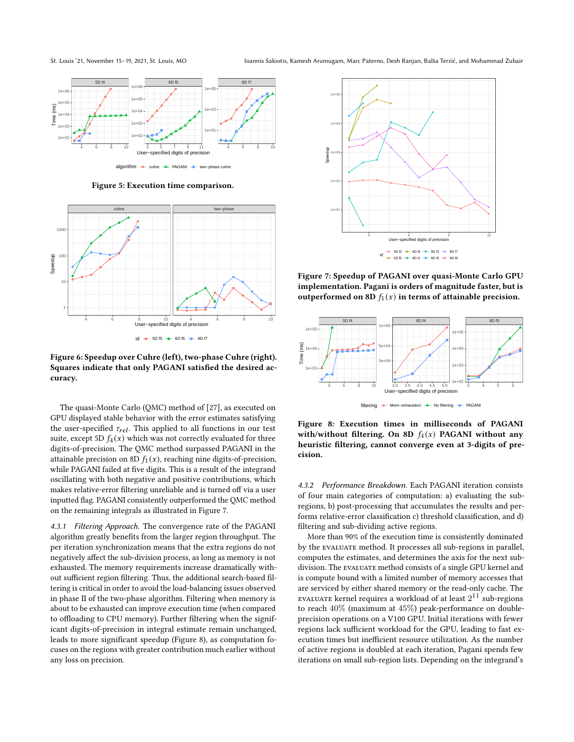**Figure 5: Execution time comparison.**

**Figure 6: Speedup over Cuhre (left), two-phase Cuhre (right). Squares indicate that only PAGANI satisfied the desired accuracy.**

The quasi-Monte Carlo (QMC) method of [27], as executed on GPU displayed stable behavior with the error estimates satisfying the user-specified $\tau_{rel}$. This applied to all functions in our test suite, except 5D $f_4(x)$ which was not correctly evaluated for three digits-of-precision. The QMC method surpassed PAGANI in the attainable precision on 8D $f_1(x)$, reaching nine digits-of-precision, while PAGANI failed at five digits. This is a result of the integrand oscillating with both negative and positive contributions, which makes relative-error filtering unreliable and is turned off via a user inputted flag. PAGANI consistently outperformed the QMC method on the remaining integrals as illustrated in Figure 7.

*4.3.1 Filtering Approach.* The convergence rate of the PAGANI algorithm greatly benefits from the larger region throughput. The per iteration synchronization means that the extra regions do not negatively affect the sub-division process, as long as memory is not exhausted. The memory requirements increase dramatically without sufficient region filtering. Thus, the additional search-based filtering is critical in order to avoid the load-balancing issues observed in phase II of the two-phase algorithm. Filtering when memory is about to be exhausted can improve execution time (when compared to offloading to CPU memory). Further filtering when the significant digits-of-precision in integral estimate remain unchanged, leads to more significant speedup (Figure 8), as computation focuses on the regions with greater contribution much earlier without any loss on precision.

**Figure 7: Speedup of PAGANI over quasi-Monte Carlo GPU implementation. Pagani is orders of magnitude faster, but is outperformed on 8D $f_1(x)$ in terms of attainable precision.**

**Figure 8: Execution times in milliseconds of PAGANI with/without filtering. On 8D $f_4(x)$ PAGANI without any heuristic filtering, cannot converge even at 3-digits of precision.**

*4.3.2 Performance Breakdown.* Each PAGANI iteration consists of four main categories of computation: a) evaluating the sub-regions, b) post-processing that accumulates the results and performs relative-error classification c) threshold classification, and d) filtering and sub-dividing active regions.

More than 90% of the execution time is consistently dominated by the EVALUATE method. It processes all sub-regions in parallel, computes the estimates, and determines the axis for the next sub-division. The EVALUATE method consists of a single GPU kernel and is compute bound with a limited number of memory accesses that are serviced by either shared memory or the read-only cache. The EVALUATE kernel requires a workload of at least $2^{11}$ sub-regions to reach $40\%$ (maximum at $45\%$) peak-performance on double-precision operations on a V100 GPU. Initial iterations with fewer regions lack sufficient workload for the GPU, leading to fast execution times but inefficient resource utilization. As the number of active regions is doubled at each iteration, Pagani spends few iterations on small sub-region lists. Depending on the integrand's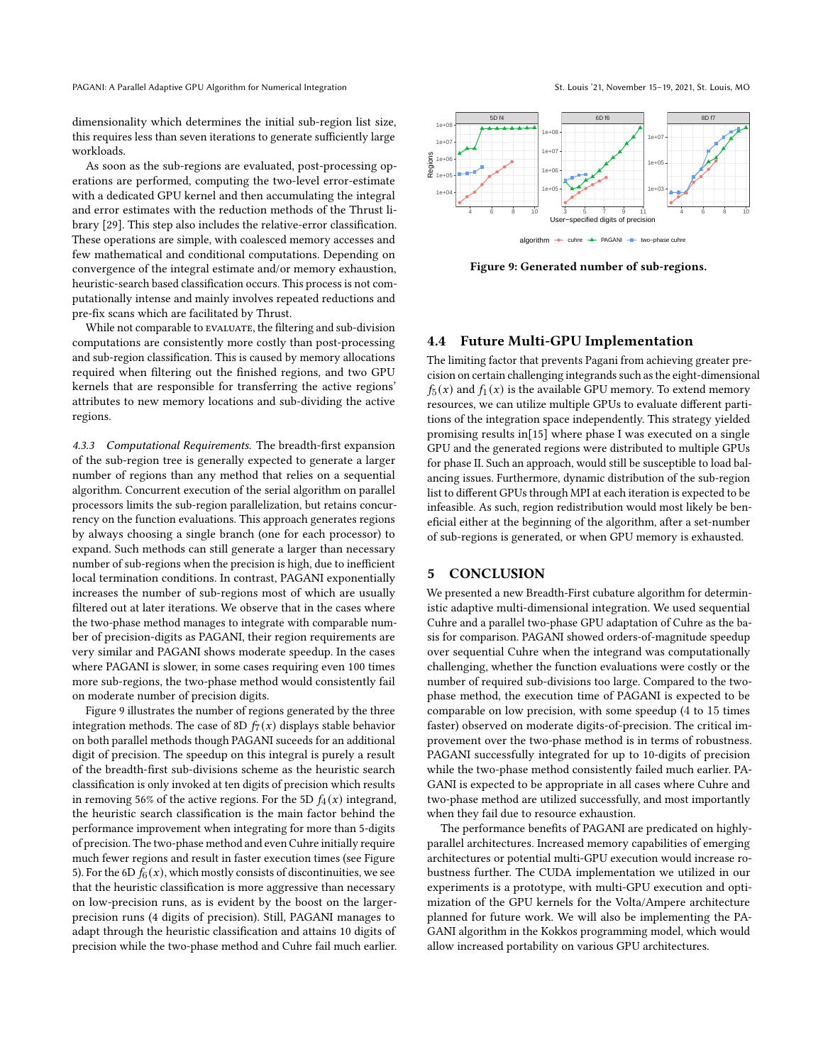dimensionality which determines the initial sub-region list size, this requires less than seven iterations to generate sufficiently large workloads.

As soon as the sub-regions are evaluated, post-processing operations are performed, computing the two-level error-estimate with a dedicated GPU kernel and then accumulating the integral and error estimates with the reduction methods of the Thrust library [29]. This step also includes the relative-error classification. These operations are simple, with coalesced memory accesses and few mathematical and conditional computations. Depending on convergence of the integral estimate and/or memory exhaustion, heuristic-search based classification occurs. This process is not computationally intense and mainly involves repeated reductions and pre-fix scans which are facilitated by Thrust.

While not comparable to EVALUATE, the filtering and sub-division computations are consistently more costly than post-processing and sub-region classification. This is caused by memory allocations required when filtering out the finished regions, and two GPU kernels that are responsible for transferring the active regions' attributes to new memory locations and sub-dividing the active regions.

*4.3.3 Computational Requirements.* The breadth-first expansion of the sub-region tree is generally expected to generate a larger number of regions than any method that relies on a sequential algorithm. Concurrent execution of the serial algorithm on parallel processors limits the sub-region parallelization, but retains concurrency on the function evaluations. This approach generates regions by always choosing a single branch (one for each processor) to expand. Such methods can still generate a larger than necessary number of sub-regions when the precision is high, due to inefficient local termination conditions. In contrast, PAGANI exponentially increases the number of sub-regions most of which are usually filtered out at later iterations. We observe that in the cases where the two-phase method manages to integrate with comparable number of precision-digits as PAGANI, their region requirements are very similar and PAGANI shows moderate speedup. In the cases where PAGANI is slower, in some cases requiring even 100 times more sub-regions, the two-phase method would consistently fail on moderate number of precision digits.

Figure 9 illustrates the number of regions generated by the three integration methods. The case of 8D $f_7(x)$ displays stable behavior on both parallel methods though PAGANI suceeds for an additional digit of precision. The speedup on this integral is purely a result of the breadth-first sub-divisions scheme as the heuristic search classification is only invoked at ten digits of precision which results in removing 56% of the active regions. For the 5D $f_4(x)$ integrand, the heuristic search classification is the main factor behind the performance improvement when integrating for more than 5-digits of precision. The two-phase method and even Cuhre initially require much fewer regions and result in faster execution times (see Figure 5). For the 6D $f_6(x)$, which mostly consists of discontinuities, we see that the heuristic classification is more aggressive than necessary on low-precision runs, as is evident by the boost on the larger-precision runs (4 digits of precision). Still, PAGANI manages to adapt through the heuristic classification and attains 10 digits of precision while the two-phase method and Cuhre fail much earlier.

**Figure 9: Generated number of sub-regions.**

## 4.4 Future Multi-GPU Implementation

The limiting factor that prevents Pagani from achieving greater precision on certain challenging integrands such as the eight-dimensional $f_5(x)$ and $f_1(x)$ is the available GPU memory. To extend memory resources, we can utilize multiple GPUs to evaluate different partitions of the integration space independently. This strategy yielded promising results in[15] where phase I was executed on a single GPU and the generated regions were distributed to multiple GPUs for phase II. Such an approach, would still be susceptible to load balancing issues. Furthermore, dynamic distribution of the sub-region list to different GPUs through MPI at each iteration is expected to be infeasible. As such, region redistribution would most likely be beneficial either at the beginning of the algorithm, after a set-number of sub-regions is generated, or when GPU memory is exhausted.

# 5 CONCLUSION

We presented a new Breadth-First cubature algorithm for deterministic adaptive multi-dimensional integration. We used sequential Cuhre and a parallel two-phase GPU adaptation of Cuhre as the basis for comparison. PAGANI showed orders-of-magnitude speedup over sequential Cuhre when the integrand was computationally challenging, whether the function evaluations were costly or the number of required sub-divisions too large. Compared to the two-phase method, the execution time of PAGANI is expected to be comparable on low precision, with some speedup (4 to 15 times faster) observed on moderate digits-of-precision. The critical improvement over the two-phase method is in terms of robustness. PAGANI successfully integrated for up to 10-digits of precision while the two-phase method consistently failed much earlier. PAGANI is expected to be appropriate in all cases where Cuhre and two-phase method are utilized successfully, and most importantly when they fail due to resource exhaustion.

The performance benefits of PAGANI are predicated on highly-parallel architectures. Increased memory capabilities of emerging architectures or potential multi-GPU execution would increase robustness further. The CUDA implementation we utilized in our experiments is a prototype, with multi-GPU execution and optimization of the GPU kernels for the Volta/Ampere architecture planned for future work. We will also be implementing the PAGANI algorithm in the Kokkos programming model, which would allow increased portability on various GPU architectures.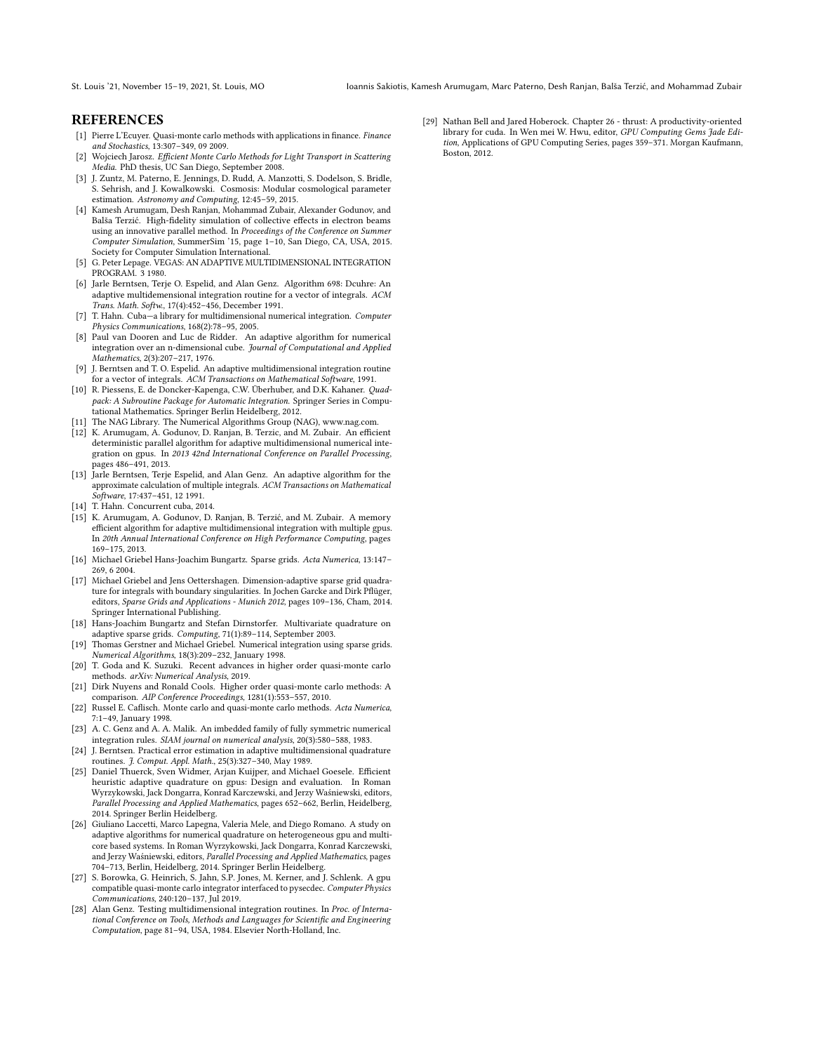## REFERENCES

- [1] Pierre L'Ecuyer. Quasi-monte carlo methods with applications in finance. *Finance and Stochastics*, 13:307–349, 09 2009.
- [2] Wojciech Jarosz. *Efficient Monte Carlo Methods for Light Transport in Scattering Media*. PhD thesis, UC San Diego, September 2008.
- [3] J. Zuntz, M. Paterno, E. Jennings, D. Rudd, A. Manzotti, S. Dodelson, S. Bridle, S. Sehrish, and J. Kowalkowski. Cosmosis: Modular cosmological parameter estimation. *Astronomy and Computing*, 12:45–59, 2015.
- [4] Kamesh Arumugam, Desh Ranjan, Mohammad Zubair, Alexander Godunov, and Balša Terzić. High-fidelity simulation of collective effects in electron beams using an innovative parallel method. In *Proceedings of the Conference on Summer Computer Simulation*, SummerSim '15, page 1–10, San Diego, CA, USA, 2015. Society for Computer Simulation International.
- [5] G. Peter Lepage. VEGAS: AN ADAPTIVE MULTIDIMENSIONAL INTEGRATION PROGRAM. 3 1980.
- [6] Jarle Berntsen, Terje O. Espelid, and Alan Genz. Algorithm 698: Dcuhre: An adaptive multidemensional integration routine for a vector of integrals. *ACM Trans. Math. Softw.*, 17(4):452–456, December 1991.
- [7] T. Hahn. Cuba—a library for multidimensional numerical integration. *Computer Physics Communications*, 168(2):78–95, 2005.
- [8] Paul van Dooren and Luc de Ridder. An adaptive algorithm for numerical integration over an n-dimensional cube. *Journal of Computational and Applied Mathematics*, 2(3):207–217, 1976.
- [9] J. Berntsen and T. O. Espelid. An adaptive multidimensional integration routine for a vector of integrals. *ACM Transactions on Mathematical Software*, 1991.
- [10] R. Piessens, E. de Doncker-Kapenga, C.W. Überhuber, and D.K. Kahaner. *Quadpack: A Subroutine Package for Automatic Integration*. Springer Series in Computational Mathematics. Springer Berlin Heidelberg, 2012.
- [11] The NAG Library. The Numerical Algorithms Group (NAG), www.nag.com.
- [12] K. Arumugam, A. Godunov, D. Ranjan, B. Terzic, and M. Zubair. An efficient deterministic parallel algorithm for adaptive multidimensional numerical integration on gpus. In *2013 42nd International Conference on Parallel Processing*, pages 486–491, 2013.
- [13] Jarle Berntsen, Terje Espelid, and Alan Genz. An adaptive algorithm for the approximate calculation of multiple integrals. *ACM Transactions on Mathematical Software*, 17:437–451, 12 1991.
- [14] T. Hahn. Concurrent cuba, 2014.
- [15] K. Arumugam, A. Godunov, D. Ranjan, B. Terzić, and M. Zubair. A memory efficient algorithm for adaptive multidimensional integration with multiple gpus. In *20th Annual International Conference on High Performance Computing*, pages 169–175, 2013.
- [16] Michael Griebel Hans-Joachim Bungartz. Sparse grids. *Acta Numerica*, 13:147–269, 6 2004.
- [17] Michael Griebel and Jens Oettershagen. Dimension-adaptive sparse grid quadrature for integrals with boundary singularities. In Jochen Garcke and Dirk Pflüger, editors, *Sparse Grids and Applications - Munich 2012*, pages 109–136, Cham, 2014. Springer International Publishing.
- [18] Hans-Joachim Bungartz and Stefan Dirnstorfer. Multivariate quadrature on adaptive sparse grids. *Computing*, 71(1):89–114, September 2003.
- [19] Thomas Gerstner and Michael Griebel. Numerical integration using sparse grids. *Numerical Algorithms*, 18(3):209–232, January 1998.
- [20] T. Goda and K. Suzuki. Recent advances in higher order quasi-monte carlo methods. *arXiv: Numerical Analysis*, 2019.
- [21] Dirk Nuyens and Ronald Cools. Higher order quasi-monte carlo methods: A comparison. *AIP Conference Proceedings*, 1281(1):553–557, 2010.
- [22] Russel E. Caflisch. Monte carlo and quasi-monte carlo methods. *Acta Numerica*, 7:1–49, January 1998.
- [23] A. C. Genz and A. A. Malik. An imbedded family of fully symmetric numerical integration rules. *SIAM journal on numerical analysis*, 20(3):580–588, 1983.
- [24] J. Berntsen. Practical error estimation in adaptive multidimensional quadrature routines. *J. Comput. Appl. Math.*, 25(3):327–340, May 1989.
- [25] Daniel Thuerck, Sven Widmer, Arjan Kuijper, and Michael Goesele. Efficient heuristic adaptive quadrature on gpus: Design and evaluation. In Roman Wyrzykowski, Jack Dongarra, Konrad Karczewski, and Jerzy Waśniewski, editors, *Parallel Processing and Applied Mathematics*, pages 652–662, Berlin, Heidelberg, 2014. Springer Berlin Heidelberg.
- [26] Giuliano Laccetti, Marco Lapegna, Valeria Mele, and Diego Romano. A study on adaptive algorithms for numerical quadrature on heterogeneous gpu and multicore based systems. In Roman Wyrzykowski, Jack Dongarra, Konrad Karczewski, and Jerzy Waśniewski, editors, *Parallel Processing and Applied Mathematics*, pages 704–713, Berlin, Heidelberg, 2014. Springer Berlin Heidelberg.
- [27] S. Borowka, G. Heinrich, S. Jahn, S.P. Jones, M. Kerner, and J. Schlenk. A gpu compatible quasi-monte carlo integrator interfaced to pysecdec. *Computer Physics Communications*, 240:120–137, Jul 2019.
- [28] Alan Genz. Testing multidimensional integration routines. In *Proc. of International Conference on Tools, Methods and Languages for Scientific and Engineering Computation*, page 81–94, USA, 1984. Elsevier North-Holland, Inc.
- [29] Nathan Bell and Jared Hoberock. Chapter 26 - thrust: A productivity-oriented library for cuda. In Wen mei W. Hwu, editor, *GPU Computing Gems Jade Edition*, Applications of GPU Computing Series, pages 359–371. Morgan Kaufmann, Boston, 2012.